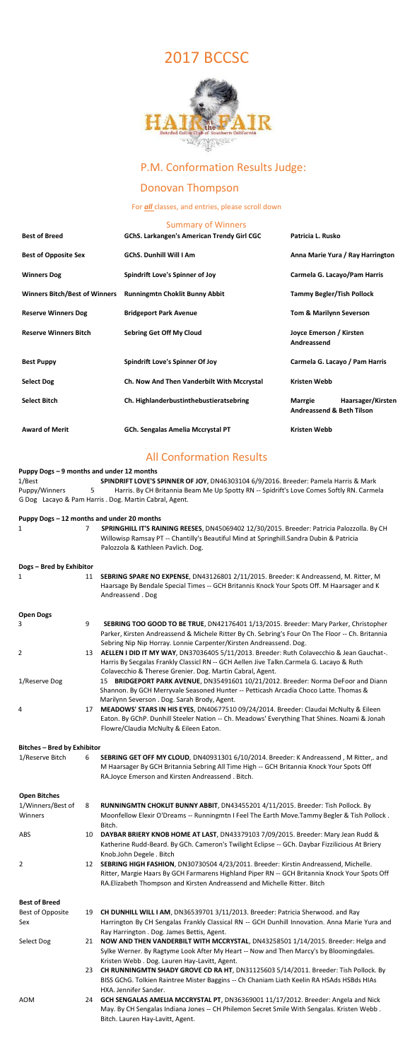# 2017 BCCSC

## P.M. Conformation Results Judge:

## Donovan Thompson

For *all* classes, and entries, please scroll down

### Summary of Winners

| | | |
|---|---|---|
| **Best of Breed** | **GChS. Larkangen's American Trendy Girl CGC** | **Patricia L. Rusko** |
| **Best of Opposite Sex** | **GChS. Dunhill Will I Am** | **Anna Marie Yura / Ray Harrington** |
| **Winners Dog** | **Spindrift Love's Spinner of Joy** | **Carmela G. Lacayo/Pam Harris** |
| **Winners Bitch/Best of Winners** | **Runningmtn Choklit Bunny Abbit** | **Tammy Begler/Tish Pollock** |
| **Reserve Winners Dog** | **Bridgeport Park Avenue** | **Tom & Marilynn Severson** |
| **Reserve Winners Bitch** | **Sebring Get Off My Cloud** | **Joyce Emerson / Kirsten Andreassend** |
| **Best Puppy** | **Spindrift Love's Spinner Of Joy** | **Carmela G. Lacayo / Pam Harris** |
| **Select Dog** | **Ch. Now And Then Vanderbilt With Mccrystal** | **Kristen Webb** |
| **Select Bitch** | **Ch. Highlanderbustinthebustieratsebring** | **Marrgie Haarsager/Kirsten Andreassend & Beth Tilson** |
| **Award of Merit** | **GCh. Sengalas Amelia Mccrystal PT** | **Kristen Webb** |

## All Conformation Results

**Puppy Dogs – 9 months and under 12 months**

| | | |
|---|---|---|
| 1/Best Puppy/Winners Dog | 5 | **SPINDRIFT LOVE'S SPINNER OF JOY**, DN46303104 6/9/2016. Breeder: Pamela Harris & Mark Harris. By CH Britannia Beam Me Up Spotty RN -- Spidrift's Love Comes Softly RN. Carmela G Lacayo & Pam Harris . Dog. Martin Cabral, Agent. |

**Puppy Dogs – 12 months and under 20 months**

| | | |
|---|---|---|
| 1 | 7 | **SPRINGHILL IT'S RAINING REESES**, DN45069402 12/30/2015. Breeder: Patricia Palozzolla. By CH Willowisp Ramsay PT -- Chantilly's Beautiful Mind at Springhill.Sandra Dubin & Patricia Palozzola & Kathleen Pavlich. Dog. |

**Dogs – Bred by Exhibitor**

| | | |
|---|---|---|
| 1 | 11 | **SEBRING SPARE NO EXPENSE**, DN43126801 2/11/2015. Breeder: K Andreassend, M. Ritter, M Haarsage By Bendale Special Times -- GCH Britannis Knock Your Spots Off. M Haarsager and K Andreassend . Dog |

**Open Dogs**

| | | |
|---|---|---|
| 3 | 9 | **SEBRING TOO GOOD TO BE TRUE**, DN42176401 1/13/2015. Breeder: Mary Parker, Christopher Parker, Kirsten Andreassend & Michele Ritter By Ch. Sebring's Four On The Floor -- Ch. Britannia Sebring Nip Nip Horray. Lonnie Carpenter/Kirsten Andreassend. Dog. |
| 2 | 13 | **AELLEN I DID IT MY WAY**, DN37036405 5/11/2013. Breeder: Ruth Colavecchio & Jean Gauchat-. Harris By Secgalas Frankly Classicl RN -- GCH Aellen Jive Talkn.Carmela G. Lacayo & Ruth Colavecchio & Therese Grenier. Dog. Martin Cabral, Agent. |
| 1/Reserve Dog | 15 | **BRIDGEPORT PARK AVENUE**, DN35491601 10/21/2012. Breeder: Norma DeFoor and Diann Shannon. By GCH Merryvale Seasoned Hunter -- Petticash Arcadia Choco Latte. Thomas & Marilynn Severson . Dog. Sarah Brody, Agent. |
| 4 | 17 | **MEADOWS' STARS IN HIS EYES**, DN40677510 09/24/2014. Breeder: Claudai McNulty & Eileen Eaton. By GChP. Dunhill Steeler Nation -- Ch. Meadows' Everything That Shines. Noami & Jonah Flowre/Claudia McNulty & Eileen Eaton. |

**Bitches – Bred by Exhibitor**

| | | |
|---|---|---|
| 1/Reserve Bitch | 6 | **SEBRING GET OFF MY CLOUD**, DN40931301 6/10/2014. Breeder: K Andreassend , M Ritter,. and M Haarsager By GCH Britannia Sebring All Time High -- GCH Britannia Knock Your Spots Off RA.Joyce Emerson and Kirsten Andreassend . Bitch. |

**Open Bitches**

| | | |
|---|---|---|
| 1/Winners/Best of Winners | 8 | **RUNNINGMTN CHOKLIT BUNNY ABBIT**, DN43455201 4/11/2015. Breeder: Tish Pollock. By Moonfellow Elexir O'Dreams -- Runningmtn I Feel The Earth Move.Tammy Begler & Tish Pollock . Bitch. |
| ABS | 10 | **DAYBAR BRIERY KNOB HOME AT LAST**, DN43379103 7/09/2015. Breeder: Mary Jean Rudd & Katherine Rudd-Beard. By GCh. Cameron's Twilight Eclipse -- GCh. Daybar Fizzilicious At Briery Knob.John Degele . Bitch |
| 2 | 12 | **SEBRING HIGH FASHION**, DN30730504 4/23/2011. Breeder: Kirstin Andreassend, Michelle. Ritter, Margie Haars By GCH Farmarens Highland Piper RN -- GCH Britannia Knock Your Spots Off RA.Elizabeth Thompson and Kirsten Andreassend and Michelle Ritter. Bitch |

**Best of Breed**

| | | |
|---|---|---|
| Best of Opposite Sex | 19 | **CH DUNHILL WILL I AM**, DN36539701 3/11/2013. Breeder: Patricia Sherwood. and Ray Harrington By CH Sengalas Frankly Classical RN -- GCH Dunhill Innovation. Anna Marie Yura and Ray Harrington . Dog. James Bettis, Agent. |
| Select Dog | 21 | **NOW AND THEN VANDERBILT WITH MCCRYSTAL**, DN43258501 1/14/2015. Breeder: Helga and Sylke Werner. By Ragtyme Look After My Heart -- Now and Then Marcy's by Bloomingdales. Kristen Webb . Dog. Lauren Hay-Lavitt, Agent. |
| | 23 | **CH RUNNINGMTN SHADY GROVE CD RA HT**, DN31125603 5/14/2011. Breeder: Tish Pollock. By BISS GChG. Tolkien Raintree Mister Baggins -- Ch Chaniam Liath Keelin RA HSAds HSBds HIAs HXA. Jennifer Sander. |
| AOM | 24 | **GCH SENGALAS AMELIA MCCRYSTAL PT**, DN36369001 11/17/2012. Breeder: Angela and Nick May. By CH Sengalas Indiana Jones -- CH Philemon Secret Smile With Sengalas. Kristen Webb . Bitch. Lauren Hay-Lavitt, Agent. |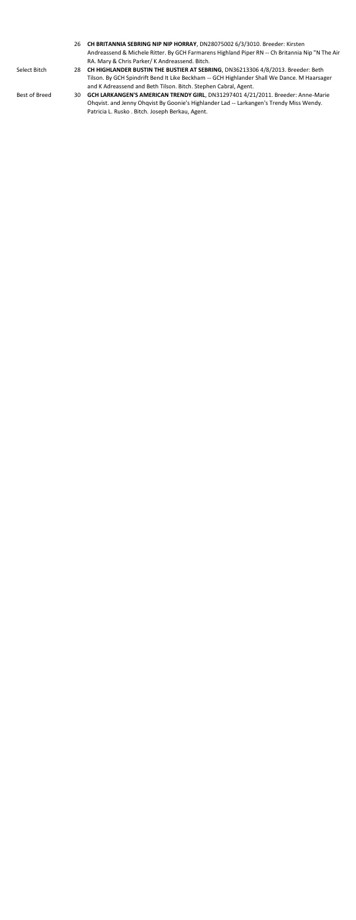26 **CH BRITANNIA SEBRING NIP NIP HORRAY**, DN28075002 6/3/3010. Breeder: Kirsten Andreassend & Michele Ritter. By GCH Farmarens Highland Piper RN -- Ch Britannia Nip "N The Air RA. Mary & Chris Parker/ K Andreassend. Bitch.

Select Bitch 28 **CH HIGHLANDER BUSTIN THE BUSTIER AT SEBRING**, DN36213306 4/8/2013. Breeder: Beth Tilson. By GCH Spindrift Bend It Like Beckham -- GCH Highlander Shall We Dance. M Haarsager and K Adreassend and Beth Tilson. Bitch. Stephen Cabral, Agent.

Best of Breed 30 **GCH LARKANGEN'S AMERICAN TRENDY GIRL**, DN31297401 4/21/2011. Breeder: Anne-Marie Ohqvist. and Jenny Ohqvist By Goonie's Highlander Lad -- Larkangen's Trendy Miss Wendy. Patricia L. Rusko . Bitch. Joseph Berkau, Agent.